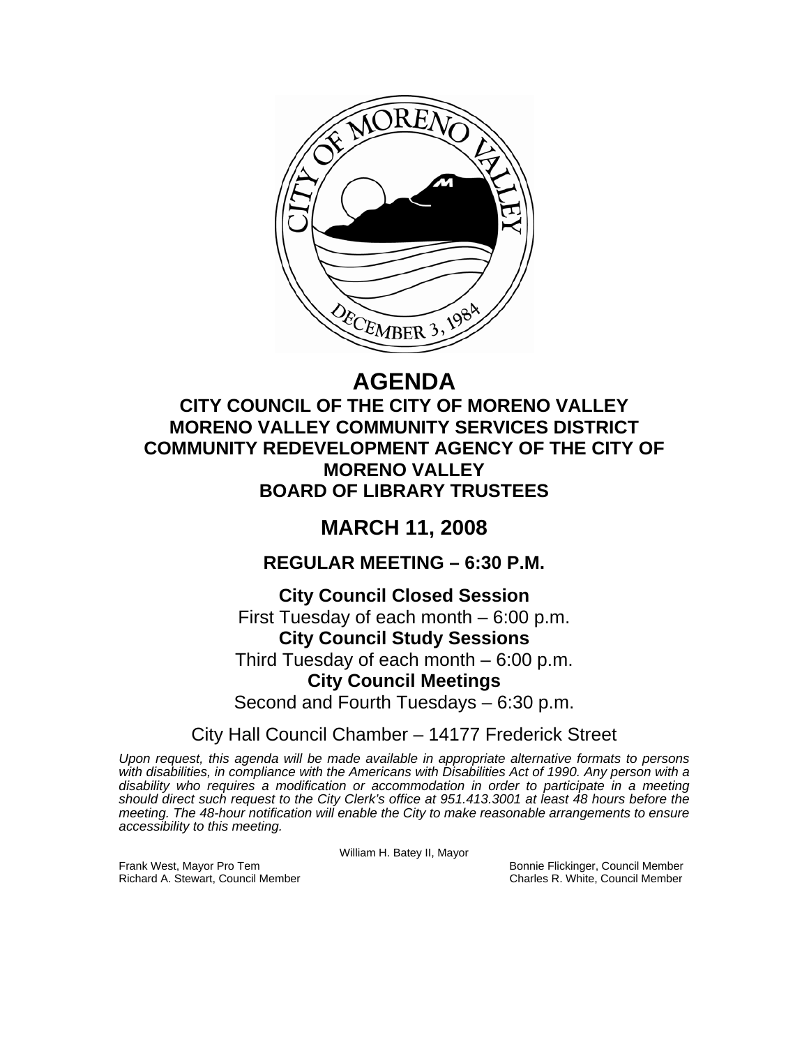# AGENDA

## CITY COUNCIL OF THE CITY OF MORENO VALLEY
## MORENO VALLEY COMMUNITY SERVICES DISTRICT
## COMMUNITY REDEVELOPMENT AGENCY OF THE CITY OF MORENO VALLEY
## BOARD OF LIBRARY TRUSTEES

# MARCH 11, 2008

## REGULAR MEETING – 6:30 P.M.

**City Council Closed Session**
First Tuesday of each month – 6:00 p.m.
**City Council Study Sessions**
Third Tuesday of each month – 6:00 p.m.
**City Council Meetings**
Second and Fourth Tuesdays – 6:30 p.m.

City Hall Council Chamber – 14177 Frederick Street

*Upon request, this agenda will be made available in appropriate alternative formats to persons with disabilities, in compliance with the Americans with Disabilities Act of 1990. Any person with a disability who requires a modification or accommodation in order to participate in a meeting should direct such request to the City Clerk's office at 951.413.3001 at least 48 hours before the meeting. The 48-hour notification will enable the City to make reasonable arrangements to ensure accessibility to this meeting.*

William H. Batey II, Mayor

Frank West, Mayor Pro Tem
Richard A. Stewart, Council Member
Bonnie Flickinger, Council Member
Charles R. White, Council Member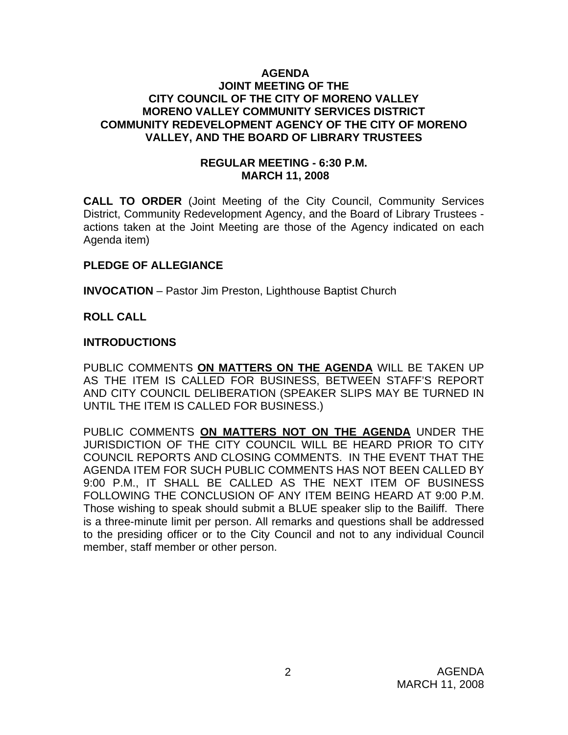**AGENDA**
**JOINT MEETING OF THE**
**CITY COUNCIL OF THE CITY OF MORENO VALLEY**
**MORENO VALLEY COMMUNITY SERVICES DISTRICT**
**COMMUNITY REDEVELOPMENT AGENCY OF THE CITY OF MORENO VALLEY, AND THE BOARD OF LIBRARY TRUSTEES**

**REGULAR MEETING - 6:30 P.M.**
**MARCH 11, 2008**

**CALL TO ORDER** (Joint Meeting of the City Council, Community Services District, Community Redevelopment Agency, and the Board of Library Trustees - actions taken at the Joint Meeting are those of the Agency indicated on each Agenda item)

**PLEDGE OF ALLEGIANCE**

**INVOCATION** – Pastor Jim Preston, Lighthouse Baptist Church

**ROLL CALL**

**INTRODUCTIONS**

PUBLIC COMMENTS **ON MATTERS ON THE AGENDA** WILL BE TAKEN UP AS THE ITEM IS CALLED FOR BUSINESS, BETWEEN STAFF'S REPORT AND CITY COUNCIL DELIBERATION (SPEAKER SLIPS MAY BE TURNED IN UNTIL THE ITEM IS CALLED FOR BUSINESS.)

PUBLIC COMMENTS **ON MATTERS NOT ON THE AGENDA** UNDER THE JURISDICTION OF THE CITY COUNCIL WILL BE HEARD PRIOR TO CITY COUNCIL REPORTS AND CLOSING COMMENTS. IN THE EVENT THAT THE AGENDA ITEM FOR SUCH PUBLIC COMMENTS HAS NOT BEEN CALLED BY 9:00 P.M., IT SHALL BE CALLED AS THE NEXT ITEM OF BUSINESS FOLLOWING THE CONCLUSION OF ANY ITEM BEING HEARD AT 9:00 P.M. Those wishing to speak should submit a BLUE speaker slip to the Bailiff. There is a three-minute limit per person. All remarks and questions shall be addressed to the presiding officer or to the City Council and not to any individual Council member, staff member or other person.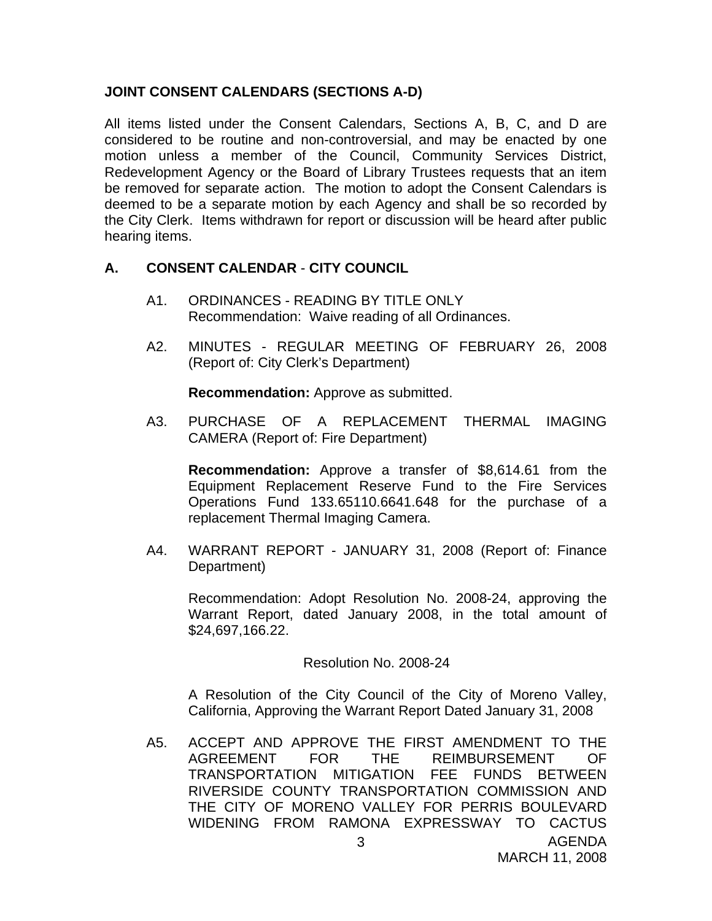## JOINT CONSENT CALENDARS (SECTIONS A-D)

All items listed under the Consent Calendars, Sections A, B, C, and D are considered to be routine and non-controversial, and may be enacted by one motion unless a member of the Council, Community Services District, Redevelopment Agency or the Board of Library Trustees requests that an item be removed for separate action. The motion to adopt the Consent Calendars is deemed to be a separate motion by each Agency and shall be so recorded by the City Clerk. Items withdrawn for report or discussion will be heard after public hearing items.

## A. CONSENT CALENDAR - CITY COUNCIL

A1. ORDINANCES - READING BY TITLE ONLY
Recommendation: Waive reading of all Ordinances.

A2. MINUTES - REGULAR MEETING OF FEBRUARY 26, 2008 (Report of: City Clerk's Department)

**Recommendation:** Approve as submitted.

A3. PURCHASE OF A REPLACEMENT THERMAL IMAGING CAMERA (Report of: Fire Department)

**Recommendation:** Approve a transfer of $8,614.61 from the Equipment Replacement Reserve Fund to the Fire Services Operations Fund 133.65110.6641.648 for the purchase of a replacement Thermal Imaging Camera.

A4. WARRANT REPORT - JANUARY 31, 2008 (Report of: Finance Department)

Recommendation: Adopt Resolution No. 2008-24, approving the Warrant Report, dated January 2008, in the total amount of $24,697,166.22.

Resolution No. 2008-24

A Resolution of the City Council of the City of Moreno Valley, California, Approving the Warrant Report Dated January 31, 2008

A5. ACCEPT AND APPROVE THE FIRST AMENDMENT TO THE AGREEMENT FOR THE REIMBURSEMENT OF TRANSPORTATION MITIGATION FEE FUNDS BETWEEN RIVERSIDE COUNTY TRANSPORTATION COMMISSION AND THE CITY OF MORENO VALLEY FOR PERRIS BOULEVARD WIDENING FROM RAMONA EXPRESSWAY TO CACTUS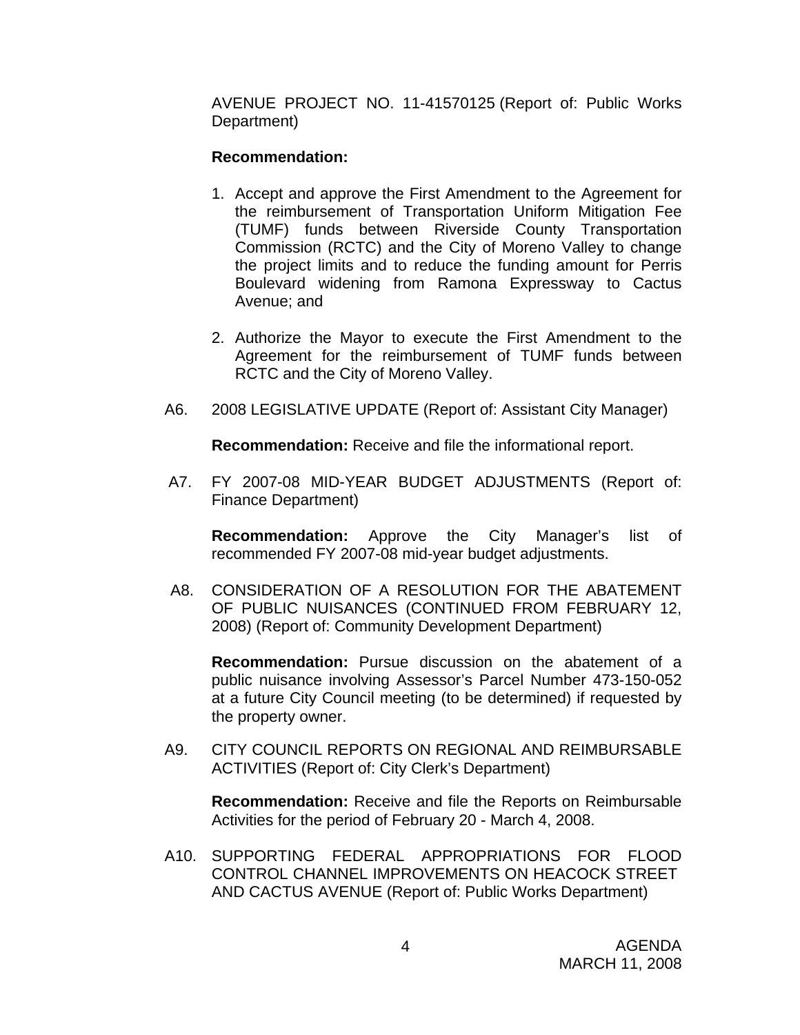AVENUE PROJECT NO. 11-41570125 (Report of: Public Works Department)

**Recommendation:**

1. Accept and approve the First Amendment to the Agreement for the reimbursement of Transportation Uniform Mitigation Fee (TUMF) funds between Riverside County Transportation Commission (RCTC) and the City of Moreno Valley to change the project limits and to reduce the funding amount for Perris Boulevard widening from Ramona Expressway to Cactus Avenue; and

2. Authorize the Mayor to execute the First Amendment to the Agreement for the reimbursement of TUMF funds between RCTC and the City of Moreno Valley.

A6. 2008 LEGISLATIVE UPDATE (Report of: Assistant City Manager)

**Recommendation:** Receive and file the informational report.

A7. FY 2007-08 MID-YEAR BUDGET ADJUSTMENTS (Report of: Finance Department)

**Recommendation:** Approve the City Manager's list of recommended FY 2007-08 mid-year budget adjustments.

A8. CONSIDERATION OF A RESOLUTION FOR THE ABATEMENT OF PUBLIC NUISANCES (CONTINUED FROM FEBRUARY 12, 2008) (Report of: Community Development Department)

**Recommendation:** Pursue discussion on the abatement of a public nuisance involving Assessor's Parcel Number 473-150-052 at a future City Council meeting (to be determined) if requested by the property owner.

A9. CITY COUNCIL REPORTS ON REGIONAL AND REIMBURSABLE ACTIVITIES (Report of: City Clerk's Department)

**Recommendation:** Receive and file the Reports on Reimbursable Activities for the period of February 20 - March 4, 2008.

A10. SUPPORTING FEDERAL APPROPRIATIONS FOR FLOOD CONTROL CHANNEL IMPROVEMENTS ON HEACOCK STREET AND CACTUS AVENUE (Report of: Public Works Department)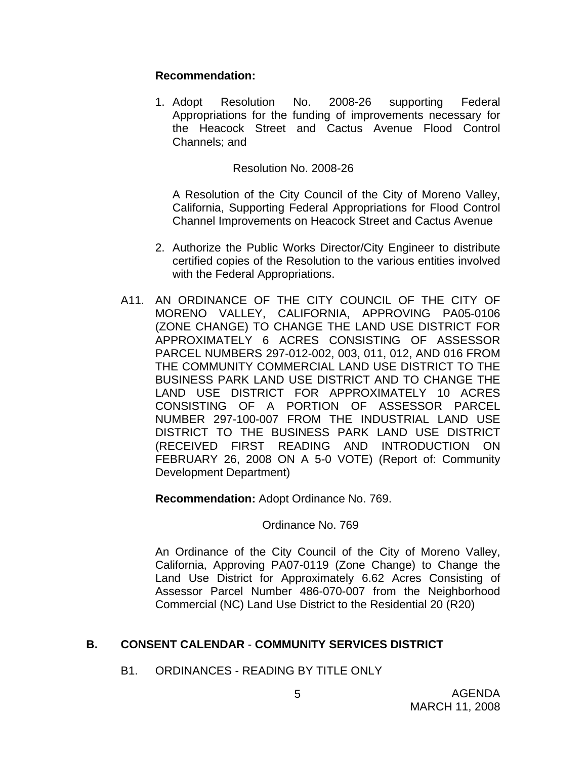**Recommendation:**

1. Adopt Resolution No. 2008-26 supporting Federal Appropriations for the funding of improvements necessary for the Heacock Street and Cactus Avenue Flood Control Channels; and

   Resolution No. 2008-26

   A Resolution of the City Council of the City of Moreno Valley, California, Supporting Federal Appropriations for Flood Control Channel Improvements on Heacock Street and Cactus Avenue

2. Authorize the Public Works Director/City Engineer to distribute certified copies of the Resolution to the various entities involved with the Federal Appropriations.

A11. AN ORDINANCE OF THE CITY COUNCIL OF THE CITY OF MORENO VALLEY, CALIFORNIA, APPROVING PA05-0106 (ZONE CHANGE) TO CHANGE THE LAND USE DISTRICT FOR APPROXIMATELY 6 ACRES CONSISTING OF ASSESSOR PARCEL NUMBERS 297-012-002, 003, 011, 012, AND 016 FROM THE COMMUNITY COMMERCIAL LAND USE DISTRICT TO THE BUSINESS PARK LAND USE DISTRICT AND TO CHANGE THE LAND USE DISTRICT FOR APPROXIMATELY 10 ACRES CONSISTING OF A PORTION OF ASSESSOR PARCEL NUMBER 297-100-007 FROM THE INDUSTRIAL LAND USE DISTRICT TO THE BUSINESS PARK LAND USE DISTRICT (RECEIVED FIRST READING AND INTRODUCTION ON FEBRUARY 26, 2008 ON A 5-0 VOTE) (Report of: Community Development Department)

**Recommendation:** Adopt Ordinance No. 769.

Ordinance No. 769

An Ordinance of the City Council of the City of Moreno Valley, California, Approving PA07-0119 (Zone Change) to Change the Land Use District for Approximately 6.62 Acres Consisting of Assessor Parcel Number 486-070-007 from the Neighborhood Commercial (NC) Land Use District to the Residential 20 (R20)

## B. CONSENT CALENDAR - COMMUNITY SERVICES DISTRICT

B1. ORDINANCES - READING BY TITLE ONLY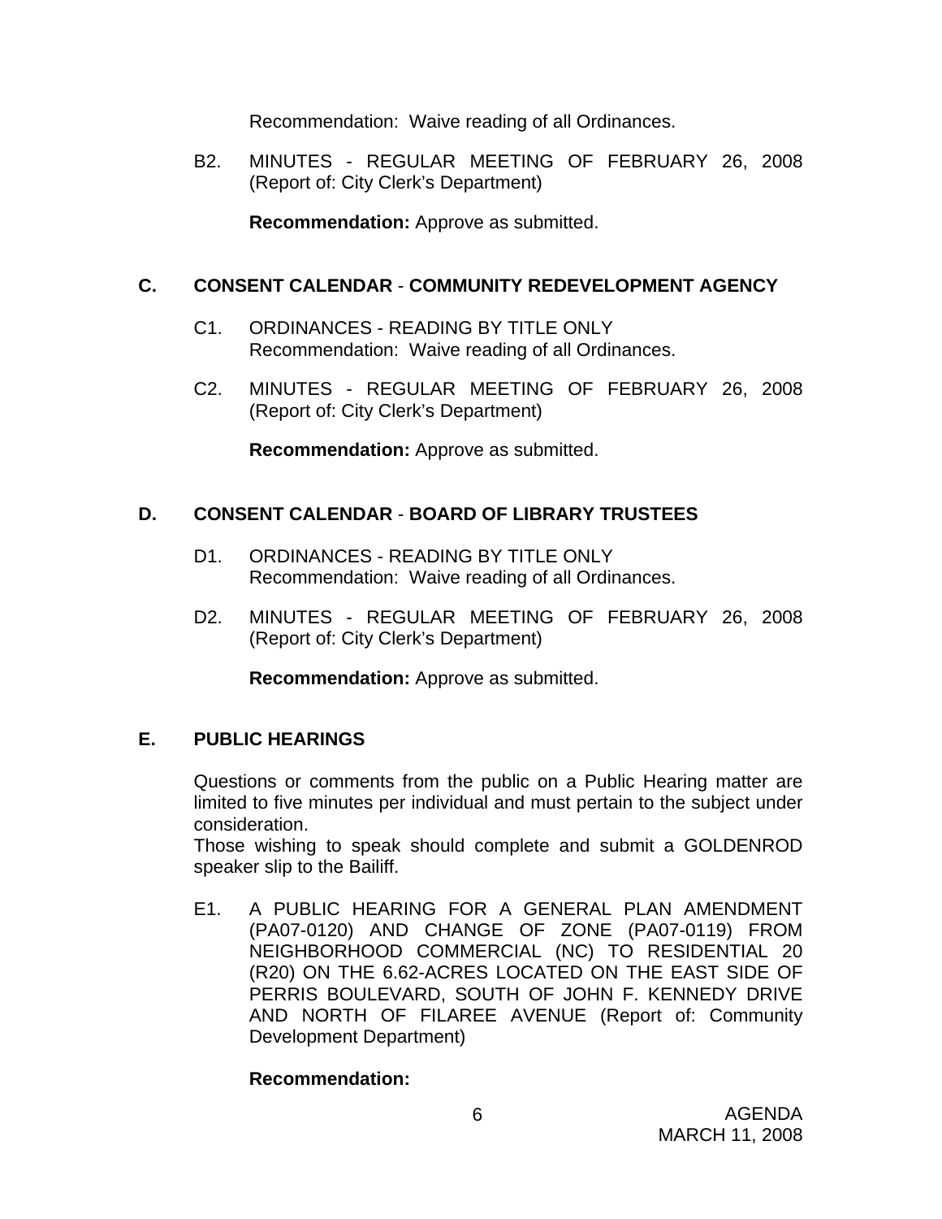Recommendation: Waive reading of all Ordinances.

B2. MINUTES - REGULAR MEETING OF FEBRUARY 26, 2008 (Report of: City Clerk's Department)

**Recommendation:** Approve as submitted.

## C. CONSENT CALENDAR - COMMUNITY REDEVELOPMENT AGENCY

C1. ORDINANCES - READING BY TITLE ONLY
Recommendation: Waive reading of all Ordinances.

C2. MINUTES - REGULAR MEETING OF FEBRUARY 26, 2008 (Report of: City Clerk's Department)

**Recommendation:** Approve as submitted.

## D. CONSENT CALENDAR - BOARD OF LIBRARY TRUSTEES

D1. ORDINANCES - READING BY TITLE ONLY
Recommendation: Waive reading of all Ordinances.

D2. MINUTES - REGULAR MEETING OF FEBRUARY 26, 2008 (Report of: City Clerk's Department)

**Recommendation:** Approve as submitted.

## E. PUBLIC HEARINGS

Questions or comments from the public on a Public Hearing matter are limited to five minutes per individual and must pertain to the subject under consideration.
Those wishing to speak should complete and submit a GOLDENROD speaker slip to the Bailiff.

E1. A PUBLIC HEARING FOR A GENERAL PLAN AMENDMENT (PA07-0120) AND CHANGE OF ZONE (PA07-0119) FROM NEIGHBORHOOD COMMERCIAL (NC) TO RESIDENTIAL 20 (R20) ON THE 6.62-ACRES LOCATED ON THE EAST SIDE OF PERRIS BOULEVARD, SOUTH OF JOHN F. KENNEDY DRIVE AND NORTH OF FILAREE AVENUE (Report of: Community Development Department)

**Recommendation:**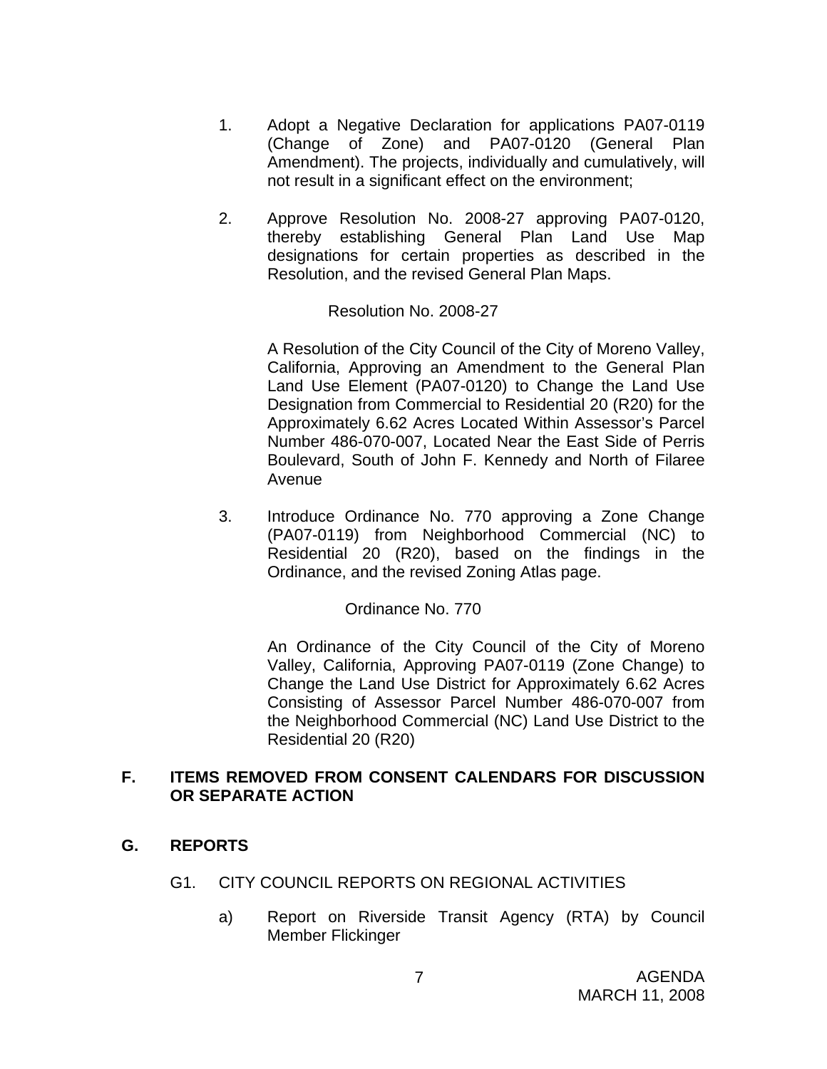1. Adopt a Negative Declaration for applications PA07-0119 (Change of Zone) and PA07-0120 (General Plan Amendment). The projects, individually and cumulatively, will not result in a significant effect on the environment;

2. Approve Resolution No. 2008-27 approving PA07-0120, thereby establishing General Plan Land Use Map designations for certain properties as described in the Resolution, and the revised General Plan Maps.

   Resolution No. 2008-27

   A Resolution of the City Council of the City of Moreno Valley, California, Approving an Amendment to the General Plan Land Use Element (PA07-0120) to Change the Land Use Designation from Commercial to Residential 20 (R20) for the Approximately 6.62 Acres Located Within Assessor's Parcel Number 486-070-007, Located Near the East Side of Perris Boulevard, South of John F. Kennedy and North of Filaree Avenue

3. Introduce Ordinance No. 770 approving a Zone Change (PA07-0119) from Neighborhood Commercial (NC) to Residential 20 (R20), based on the findings in the Ordinance, and the revised Zoning Atlas page.

   Ordinance No. 770

   An Ordinance of the City Council of the City of Moreno Valley, California, Approving PA07-0119 (Zone Change) to Change the Land Use District for Approximately 6.62 Acres Consisting of Assessor Parcel Number 486-070-007 from the Neighborhood Commercial (NC) Land Use District to the Residential 20 (R20)

## F. ITEMS REMOVED FROM CONSENT CALENDARS FOR DISCUSSION OR SEPARATE ACTION

## G. REPORTS

G1. CITY COUNCIL REPORTS ON REGIONAL ACTIVITIES

a) Report on Riverside Transit Agency (RTA) by Council Member Flickinger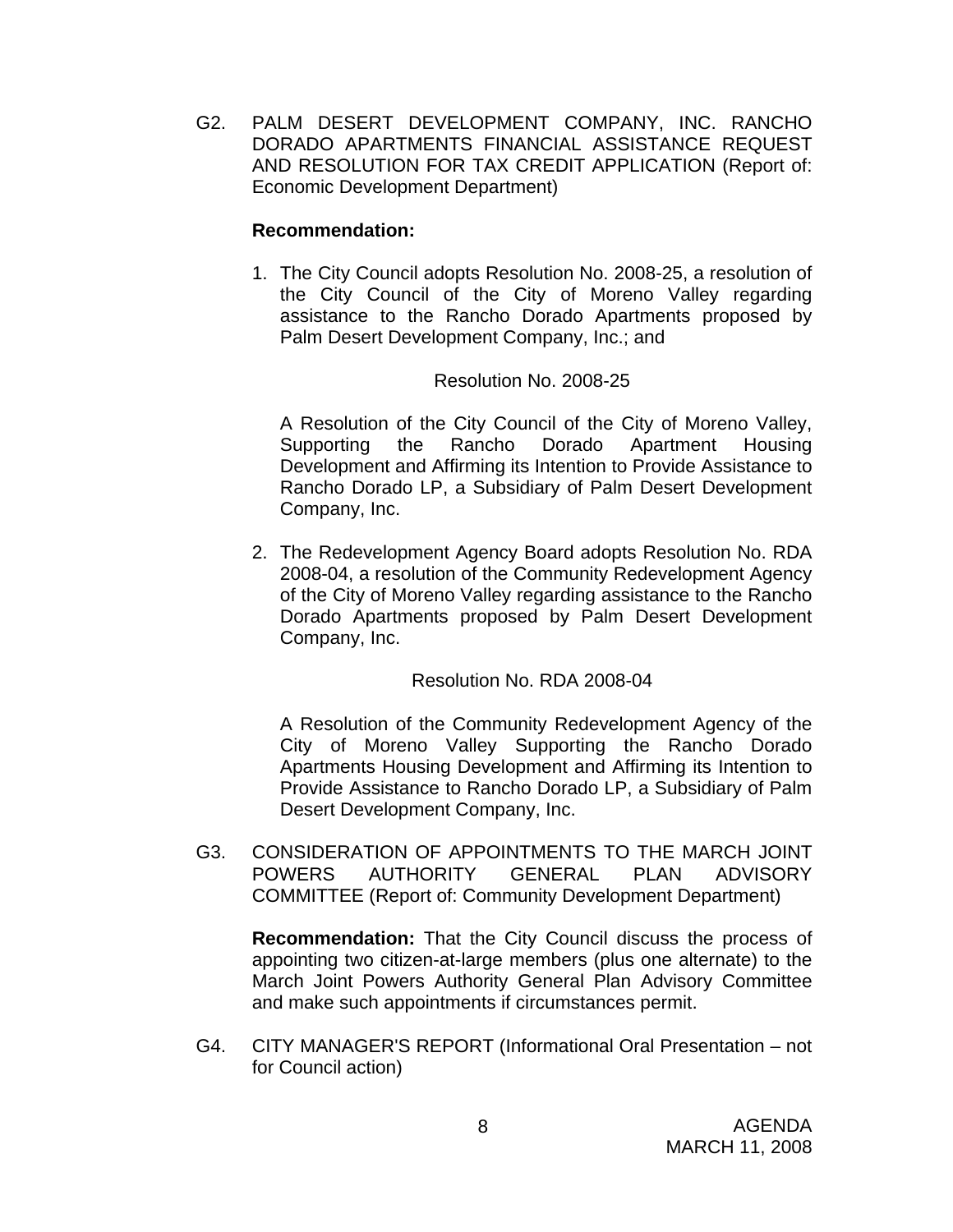G2. PALM DESERT DEVELOPMENT COMPANY, INC. RANCHO DORADO APARTMENTS FINANCIAL ASSISTANCE REQUEST AND RESOLUTION FOR TAX CREDIT APPLICATION (Report of: Economic Development Department)

**Recommendation:**

1. The City Council adopts Resolution No. 2008-25, a resolution of the City Council of the City of Moreno Valley regarding assistance to the Rancho Dorado Apartments proposed by Palm Desert Development Company, Inc.; and

   Resolution No. 2008-25

   A Resolution of the City Council of the City of Moreno Valley, Supporting the Rancho Dorado Apartment Housing Development and Affirming its Intention to Provide Assistance to Rancho Dorado LP, a Subsidiary of Palm Desert Development Company, Inc.

2. The Redevelopment Agency Board adopts Resolution No. RDA 2008-04, a resolution of the Community Redevelopment Agency of the City of Moreno Valley regarding assistance to the Rancho Dorado Apartments proposed by Palm Desert Development Company, Inc.

   Resolution No. RDA 2008-04

   A Resolution of the Community Redevelopment Agency of the City of Moreno Valley Supporting the Rancho Dorado Apartments Housing Development and Affirming its Intention to Provide Assistance to Rancho Dorado LP, a Subsidiary of Palm Desert Development Company, Inc.

G3. CONSIDERATION OF APPOINTMENTS TO THE MARCH JOINT POWERS AUTHORITY GENERAL PLAN ADVISORY COMMITTEE (Report of: Community Development Department)

**Recommendation:** That the City Council discuss the process of appointing two citizen-at-large members (plus one alternate) to the March Joint Powers Authority General Plan Advisory Committee and make such appointments if circumstances permit.

G4. CITY MANAGER'S REPORT (Informational Oral Presentation – not for Council action)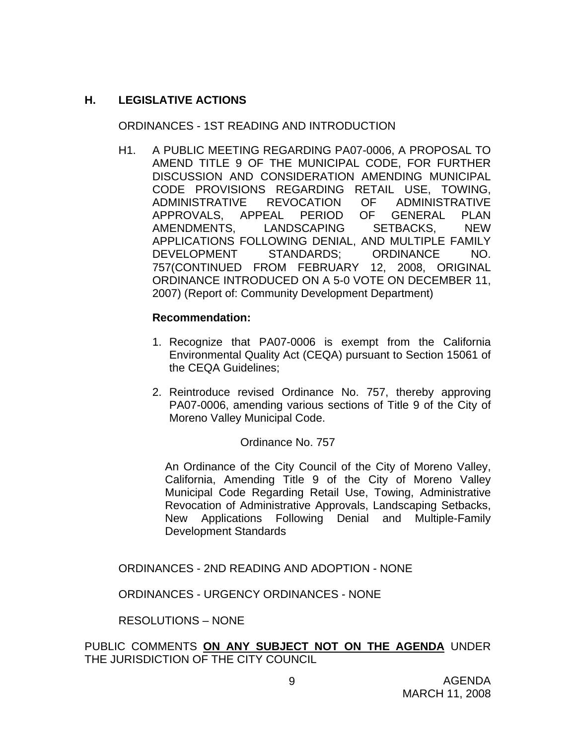## H. LEGISLATIVE ACTIONS

ORDINANCES - 1ST READING AND INTRODUCTION

H1. A PUBLIC MEETING REGARDING PA07-0006, A PROPOSAL TO AMEND TITLE 9 OF THE MUNICIPAL CODE, FOR FURTHER DISCUSSION AND CONSIDERATION AMENDING MUNICIPAL CODE PROVISIONS REGARDING RETAIL USE, TOWING, ADMINISTRATIVE REVOCATION OF ADMINISTRATIVE APPROVALS, APPEAL PERIOD OF GENERAL PLAN AMENDMENTS, LANDSCAPING SETBACKS, NEW APPLICATIONS FOLLOWING DENIAL, AND MULTIPLE FAMILY DEVELOPMENT STANDARDS; ORDINANCE NO. 757(CONTINUED FROM FEBRUARY 12, 2008, ORIGINAL ORDINANCE INTRODUCED ON A 5-0 VOTE ON DECEMBER 11, 2007) (Report of: Community Development Department)

**Recommendation:**

1. Recognize that PA07-0006 is exempt from the California Environmental Quality Act (CEQA) pursuant to Section 15061 of the CEQA Guidelines;

2. Reintroduce revised Ordinance No. 757, thereby approving PA07-0006, amending various sections of Title 9 of the City of Moreno Valley Municipal Code.

Ordinance No. 757

An Ordinance of the City Council of the City of Moreno Valley, California, Amending Title 9 of the City of Moreno Valley Municipal Code Regarding Retail Use, Towing, Administrative Revocation of Administrative Approvals, Landscaping Setbacks, New Applications Following Denial and Multiple-Family Development Standards

ORDINANCES - 2ND READING AND ADOPTION - NONE

ORDINANCES - URGENCY ORDINANCES - NONE

RESOLUTIONS – NONE

PUBLIC COMMENTS **ON ANY SUBJECT NOT ON THE AGENDA** UNDER THE JURISDICTION OF THE CITY COUNCIL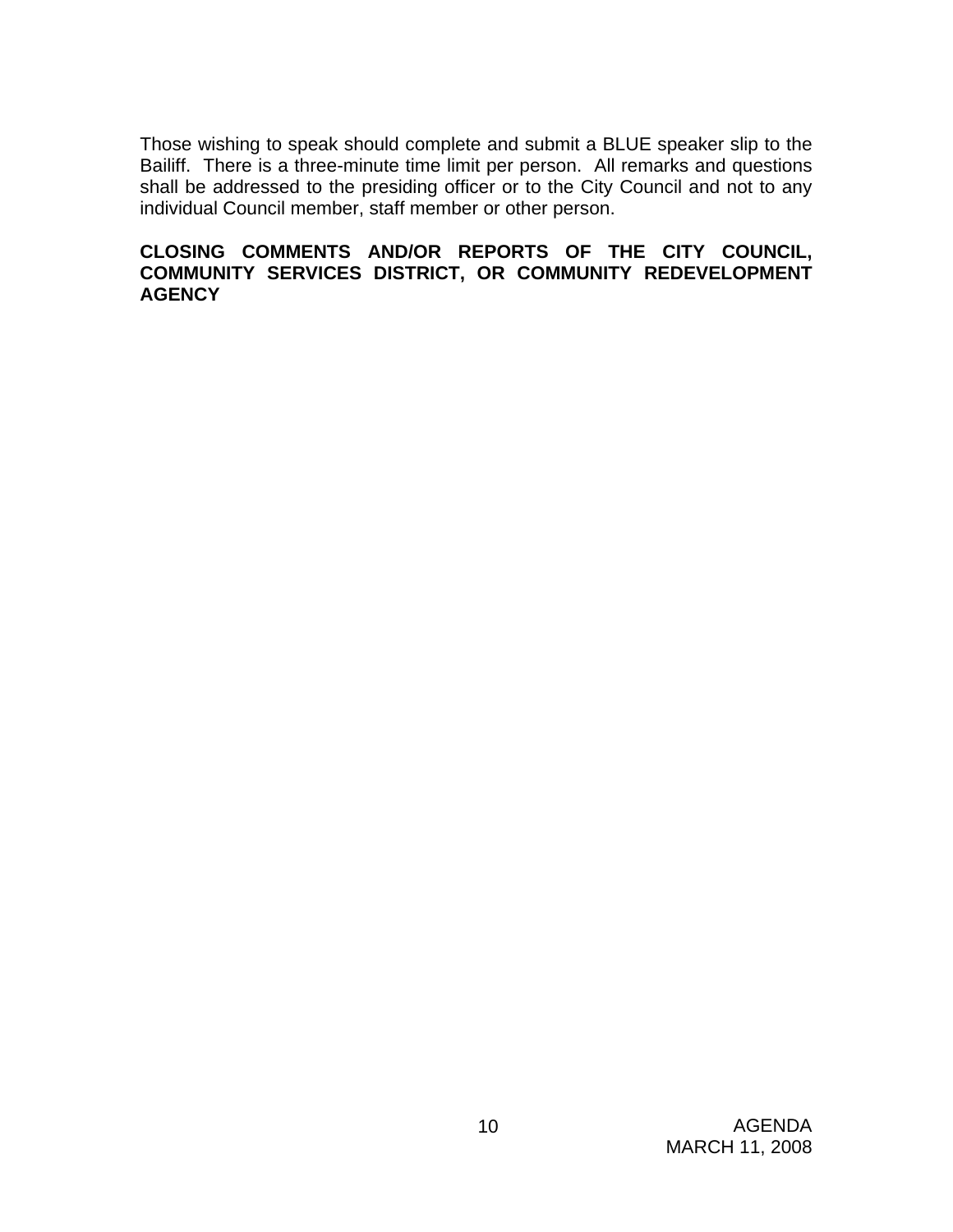Those wishing to speak should complete and submit a BLUE speaker slip to the Bailiff. There is a three-minute time limit per person. All remarks and questions shall be addressed to the presiding officer or to the City Council and not to any individual Council member, staff member or other person.

**CLOSING COMMENTS AND/OR REPORTS OF THE CITY COUNCIL, COMMUNITY SERVICES DISTRICT, OR COMMUNITY REDEVELOPMENT AGENCY**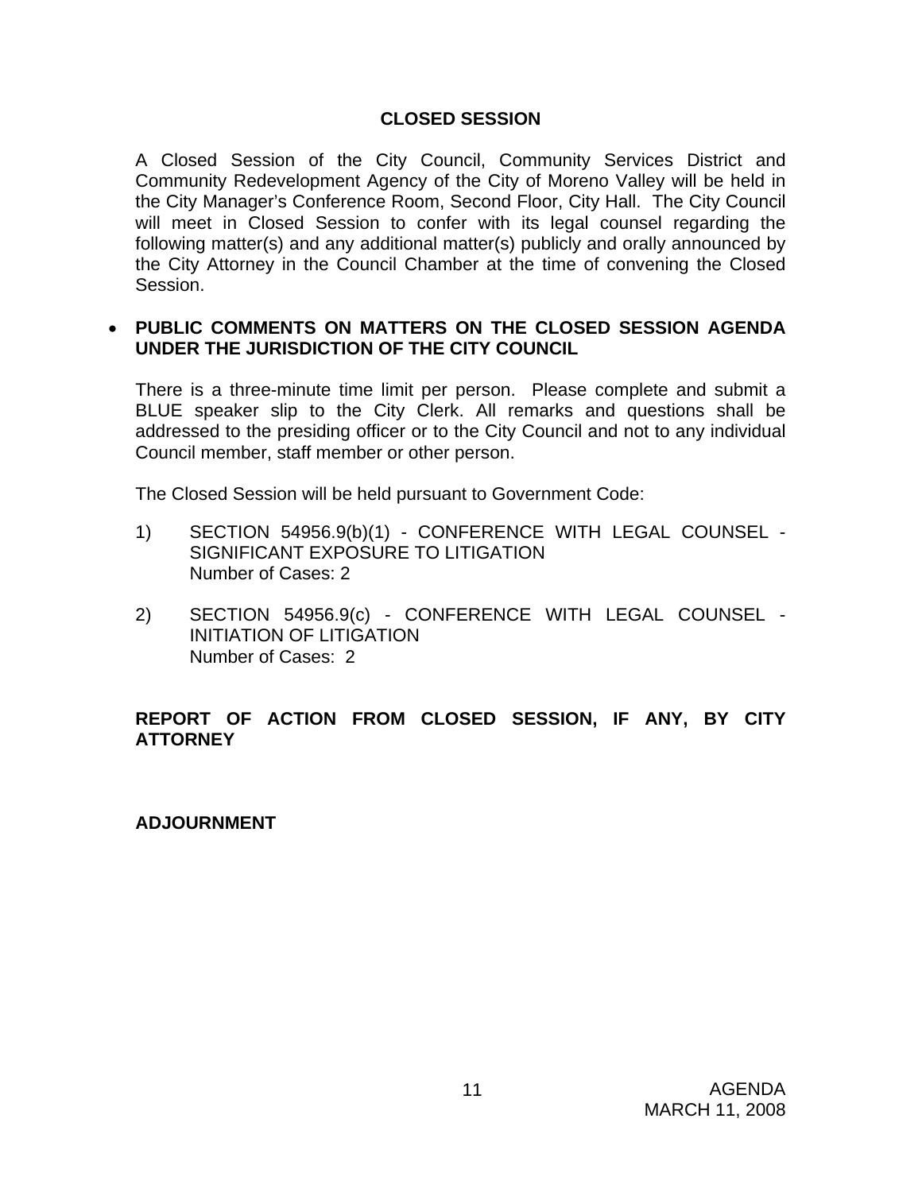## CLOSED SESSION

A Closed Session of the City Council, Community Services District and Community Redevelopment Agency of the City of Moreno Valley will be held in the City Manager's Conference Room, Second Floor, City Hall. The City Council will meet in Closed Session to confer with its legal counsel regarding the following matter(s) and any additional matter(s) publicly and orally announced by the City Attorney in the Council Chamber at the time of convening the Closed Session.

- **PUBLIC COMMENTS ON MATTERS ON THE CLOSED SESSION AGENDA UNDER THE JURISDICTION OF THE CITY COUNCIL**

  There is a three-minute time limit per person. Please complete and submit a BLUE speaker slip to the City Clerk. All remarks and questions shall be addressed to the presiding officer or to the City Council and not to any individual Council member, staff member or other person.

  The Closed Session will be held pursuant to Government Code:

  1) SECTION 54956.9(b)(1) - CONFERENCE WITH LEGAL COUNSEL - SIGNIFICANT EXPOSURE TO LITIGATION
     Number of Cases: 2

  2) SECTION 54956.9(c) - CONFERENCE WITH LEGAL COUNSEL - INITIATION OF LITIGATION
     Number of Cases: 2

**REPORT OF ACTION FROM CLOSED SESSION, IF ANY, BY CITY ATTORNEY**

**ADJOURNMENT**